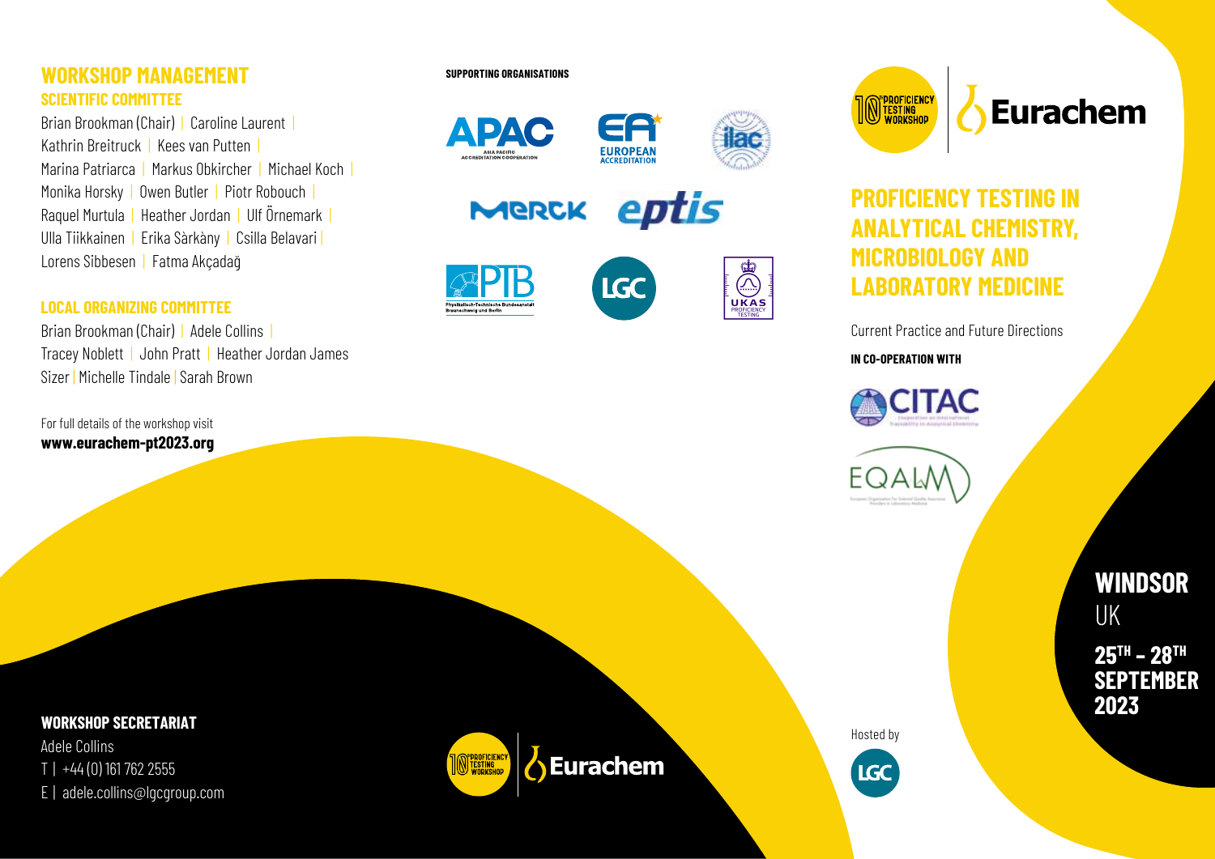## WORKSHOP MANAGEMENT

### SCIENTIFIC COMMITTEE

Brian Brookman (Chair) | Caroline Laurent | Kathrin Breitruck | Kees van Putten | Marina Patriarca | Markus Obkircher | Michael Koch | Monika Horsky | Owen Butler | Piotr Robouch | Raquel Murtula | Heather Jordan | Ulf Örnemark | Ulla Tiikkainen | Erika Sàrkàny | Csilla Belavari | Lorens Sibbesen | Fatma Akçadağ

### LOCAL ORGANIZING COMMITTEE

Brian Brookman (Chair) | Adele Collins | Tracey Noblett | John Pratt | Heather Jordan James Sizer | Michelle Tindale | Sarah Brown

For full details of the workshop visit
**www.eurachem-pt2023.org**

### WORKSHOP SECRETARIAT

Adele Collins
T | +44 (0) 161 762 2555
E | adele.collins@lgcgroup.com

**SUPPORTING ORGANISATIONS**

APAC Asia Pacific Accreditation Cooperation | EA European Accreditation | ilac | Merck | eptis | PTB Physikalisch-Technische Bundesanstalt Braunschweig und Berlin | LGC | UKAS Proficiency Testing

10th Proficiency Testing Workshop | Eurachem

# PROFICIENCY TESTING IN ANALYTICAL CHEMISTRY, MICROBIOLOGY AND LABORATORY MEDICINE

Current Practice and Future Directions

**IN CO-OPERATION WITH**

CITAC | EQALM

**WINDSOR**
UK

**25TH – 28TH SEPTEMBER 2023**

Hosted by LGC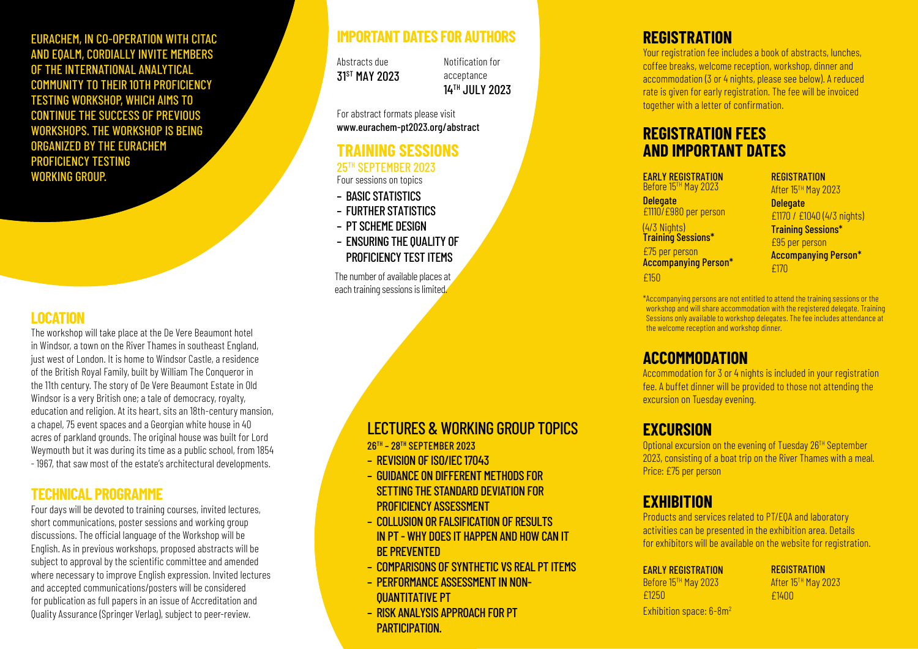EURACHEM, IN CO-OPERATION WITH CITAC AND EQALM, CORDIALLY INVITE MEMBERS OF THE INTERNATIONAL ANALYTICAL COMMUNITY TO THEIR 10TH PROFICIENCY TESTING WORKSHOP, WHICH AIMS TO CONTINUE THE SUCCESS OF PREVIOUS WORKSHOPS. THE WORKSHOP IS BEING ORGANIZED BY THE EURACHEM PROFICIENCY TESTING WORKING GROUP.

## LOCATION

The workshop will take place at the De Vere Beaumont hotel in Windsor, a town on the River Thames in southeast England, just west of London. It is home to Windsor Castle, a residence of the British Royal Family, built by William The Conqueror in the 11th century. The story of De Vere Beaumont Estate in Old Windsor is a very British one; a tale of democracy, royalty, education and religion. At its heart, sits an 18th-century mansion, a chapel, 75 event spaces and a Georgian white house in 40 acres of parkland grounds. The original house was built for Lord Weymouth but it was during its time as a public school, from 1854 - 1967, that saw most of the estate's architectural developments.

## TECHNICAL PROGRAMME

Four days will be devoted to training courses, invited lectures, short communications, poster sessions and working group discussions. The official language of the Workshop will be English. As in previous workshops, proposed abstracts will be subject to approval by the scientific committee and amended where necessary to improve English expression. Invited lectures and accepted communications/posters will be considered for publication as full papers in an issue of Accreditation and Quality Assurance (Springer Verlag), subject to peer-review.

## IMPORTANT DATES FOR AUTHORS

Abstracts due
**31ST MAY 2023**

Notification for acceptance
**14TH JULY 2023**

For abstract formats please visit
**www.eurachem-pt2023.org/abstract**

## TRAINING SESSIONS

**25TH SEPTEMBER 2023**

Four sessions on topics

- BASIC STATISTICS
- FURTHER STATISTICS
- PT SCHEME DESIGN
- ENSURING THE QUALITY OF PROFICIENCY TEST ITEMS

The number of available places at each training sessions is limited.

## LECTURES & WORKING GROUP TOPICS

**26TH – 28TH SEPTEMBER 2023**

- REVISION OF ISO/IEC 17043
- GUIDANCE ON DIFFERENT METHODS FOR SETTING THE STANDARD DEVIATION FOR PROFICIENCY ASSESSMENT
- COLLUSION OR FALSIFICATION OF RESULTS IN PT – WHY DOES IT HAPPEN AND HOW CAN IT BE PREVENTED
- COMPARISONS OF SYNTHETIC VS REAL PT ITEMS
- PERFORMANCE ASSESSMENT IN NON-QUANTITATIVE PT
- RISK ANALYSIS APPROACH FOR PT PARTICIPATION.

## REGISTRATION

Your registration fee includes a book of abstracts, lunches, coffee breaks, welcome reception, workshop, dinner and accommodation (3 or 4 nights, please see below). A reduced rate is given for early registration. The fee will be invoiced together with a letter of confirmation.

## REGISTRATION FEES AND IMPORTANT DATES

**EARLY REGISTRATION**
Before 15TH May 2023

**Delegate**
£1110/£980 per person (4/3 Nights)

**Training Sessions***
£75 per person

**Accompanying Person***
£150

**REGISTRATION**
After 15TH May 2023

**Delegate**
£1170 / £1040 (4/3 nights)

**Training Sessions***
£95 per person

**Accompanying Person***
£170

*Accompanying persons are not entitled to attend the training sessions or the workshop and will share accommodation with the registered delegate. Training Sessions only available to workshop delegates. The fee includes attendance at the welcome reception and workshop dinner.

## ACCOMMODATION

Accommodation for 3 or 4 nights is included in your registration fee. A buffet dinner will be provided to those not attending the excursion on Tuesday evening.

## EXCURSION

Optional excursion on the evening of Tuesday 26TH September 2023, consisting of a boat trip on the River Thames with a meal. Price: £75 per person

## EXHIBITION

Products and services related to PT/EQA and laboratory activities can be presented in the exhibition area. Details for exhibitors will be available on the website for registration.

**EARLY REGISTRATION**
Before 15TH May 2023
£1250

**REGISTRATION**
After 15TH May 2023
£1400

Exhibition space: 6-8m$^2$